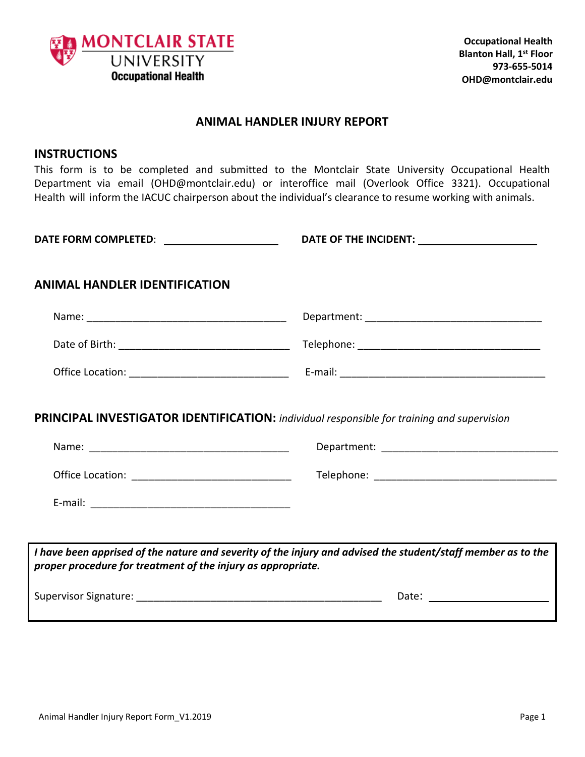MONTCLAIR STATE UNIVERSITY
Occupational Health

**Occupational Health**
**Blanton Hall, 1st Floor**
**973-655-5014**
**OHD@montclair.edu**

# ANIMAL HANDLER INJURY REPORT

## INSTRUCTIONS

This form is to be completed and submitted to the Montclair State University Occupational Health Department via email (OHD@montclair.edu) or interoffice mail (Overlook Office 3321). Occupational Health will inform the IACUC chairperson about the individual's clearance to resume working with animals.

**DATE FORM COMPLETED**: ____________________ **DATE OF THE INCIDENT:** ____________________

## ANIMAL HANDLER IDENTIFICATION

Name: ___________________________________ Department: _______________________________

Date of Birth: ______________________________ Telephone: ________________________________

Office Location: ____________________________ E-mail: ____________________________________

## PRINCIPAL INVESTIGATOR IDENTIFICATION: *individual responsible for training and supervision*

Name: ___________________________________ Department: _______________________________

Office Location: ____________________________ Telephone: ________________________________

E-mail: ___________________________________

***I have been apprised of the nature and severity of the injury and advised the student/staff member as to the proper procedure for treatment of the injury as appropriate.***

Supervisor Signature: ____________________________________________ Date: ____________________

Animal Handler Injury Report Form_V1.2019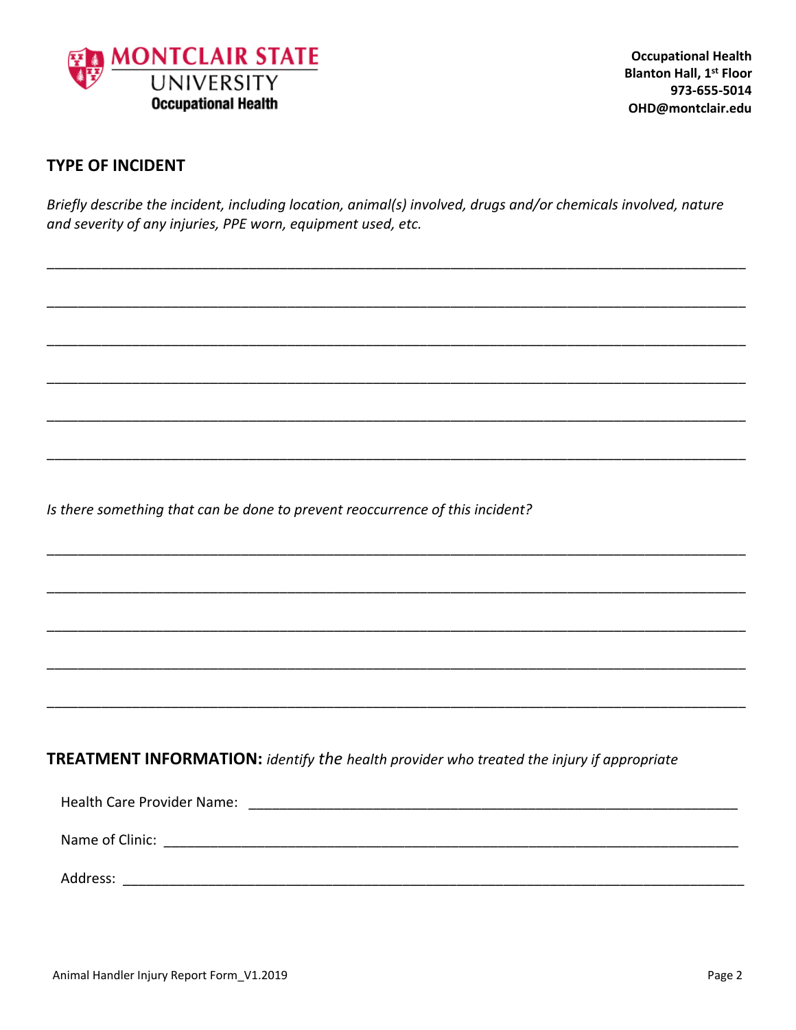## TYPE OF INCIDENT

*Briefly describe the incident, including location, animal(s) involved, drugs and/or chemicals involved, nature and severity of any injuries, PPE worn, equipment used, etc.*

_______________________________________________________________________________

_______________________________________________________________________________

_______________________________________________________________________________

_______________________________________________________________________________

_______________________________________________________________________________

_______________________________________________________________________________

*Is there something that can be done to prevent reoccurrence of this incident?*

_______________________________________________________________________________

_______________________________________________________________________________

_______________________________________________________________________________

_______________________________________________________________________________

_______________________________________________________________________________

**TREATMENT INFORMATION:** *identify the health provider who treated the injury if appropriate*

Health Care Provider Name: ______________________________________________________

Name of Clinic: _______________________________________________________________

Address: ____________________________________________________________________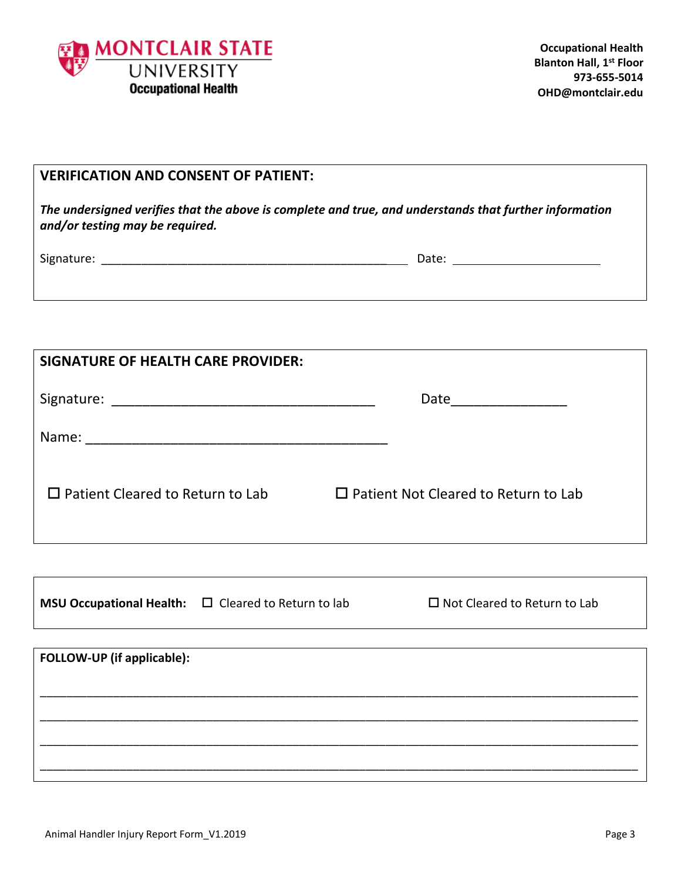**MONTCLAIR STATE UNIVERSITY**
**Occupational Health**

**Occupational Health**
**Blanton Hall, 1st Floor**
**973-655-5014**
**OHD@montclair.edu**

## VERIFICATION AND CONSENT OF PATIENT:

***The undersigned verifies that the above is complete and true, and understands that further information and/or testing may be required.***

Signature: ____________________________________________ Date: ______________________

## SIGNATURE OF HEALTH CARE PROVIDER:

Signature: ________________________________ Date______________

Name: ______________________________________

☐ Patient Cleared to Return to Lab ☐ Patient Not Cleared to Return to Lab

**MSU Occupational Health:** ☐ Cleared to Return to lab ☐ Not Cleared to Return to Lab

## FOLLOW-UP (if applicable):

______________________________________________________________________________

______________________________________________________________________________

______________________________________________________________________________

______________________________________________________________________________

Animal Handler Injury Report Form_V1.2019